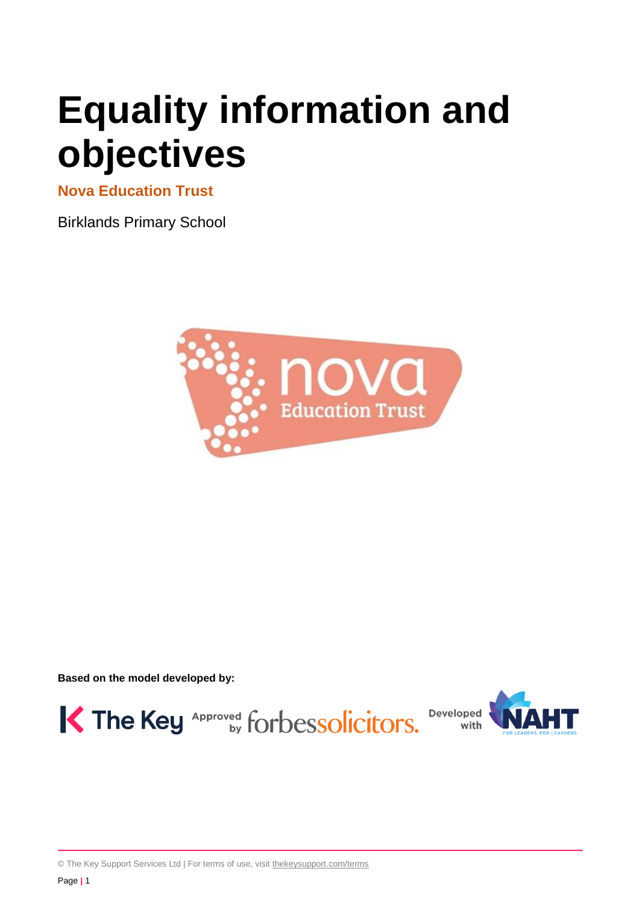# Equality information and objectives

**Nova Education Trust**

Birklands Primary School

**Based on the model developed by:**

© The Key Support Services Ltd | For terms of use, visit thekeysupport.com/terms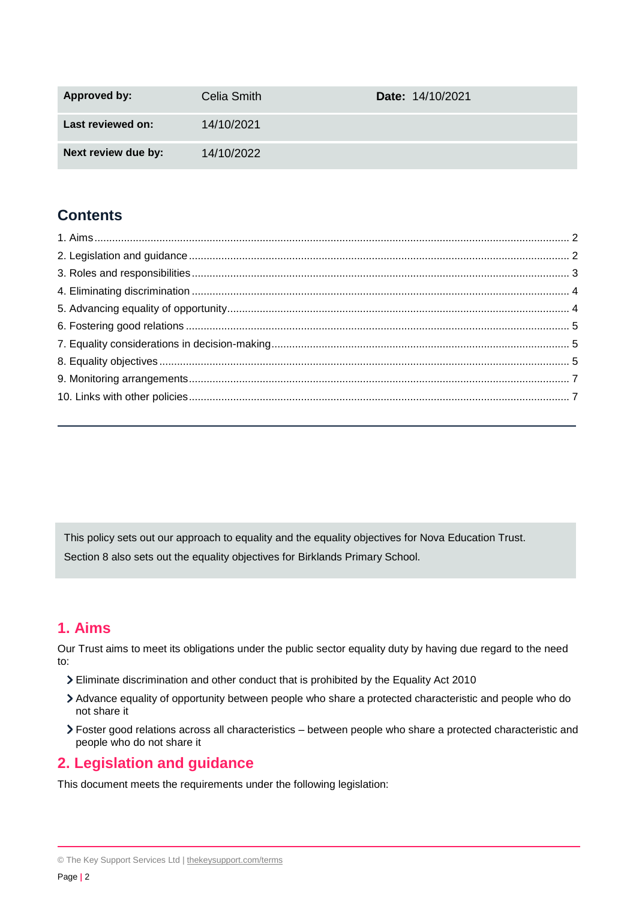| Approved by: | Celia Smith | Date: 14/10/2021 |
| --- | --- | --- |
| Last reviewed on: | 14/10/2021 | |
| Next review due by: | 14/10/2022 | |

## Contents

1. Aims ... 2
2. Legislation and guidance ... 2
3. Roles and responsibilities ... 3
4. Eliminating discrimination ... 4
5. Advancing equality of opportunity ... 4
6. Fostering good relations ... 5
7. Equality considerations in decision-making ... 5
8. Equality objectives ... 5
9. Monitoring arrangements ... 7
10. Links with other policies ... 7

---

This policy sets out our approach to equality and the equality objectives for Nova Education Trust.

Section 8 also sets out the equality objectives for Birklands Primary School.

## 1. Aims

Our Trust aims to meet its obligations under the public sector equality duty by having due regard to the need to:

- Eliminate discrimination and other conduct that is prohibited by the Equality Act 2010
- Advance equality of opportunity between people who share a protected characteristic and people who do not share it
- Foster good relations across all characteristics – between people who share a protected characteristic and people who do not share it

## 2. Legislation and guidance

This document meets the requirements under the following legislation: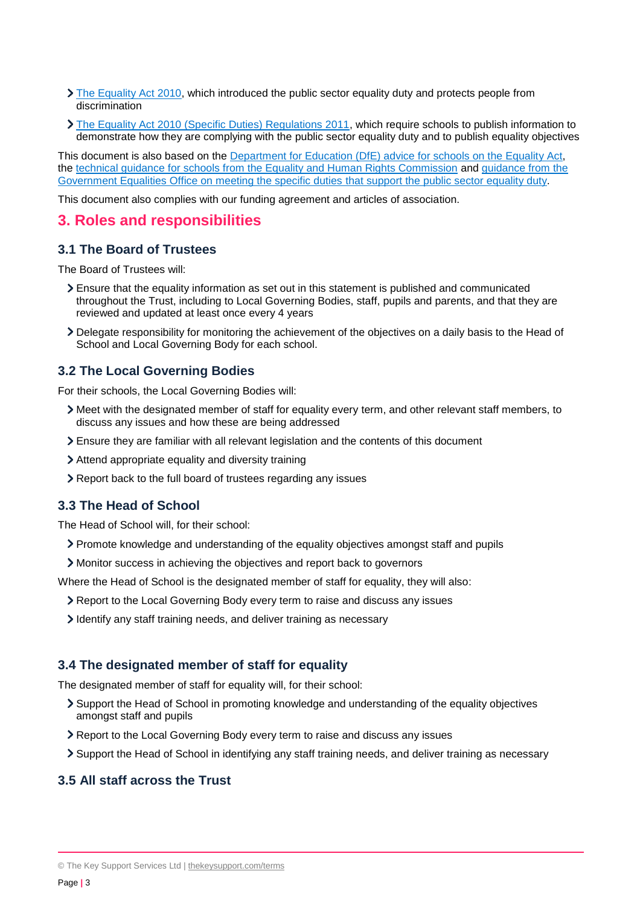- The Equality Act 2010, which introduced the public sector equality duty and protects people from discrimination
- The Equality Act 2010 (Specific Duties) Regulations 2011, which require schools to publish information to demonstrate how they are complying with the public sector equality duty and to publish equality objectives

This document is also based on the Department for Education (DfE) advice for schools on the Equality Act, the technical guidance for schools from the Equality and Human Rights Commission and guidance from the Government Equalities Office on meeting the specific duties that support the public sector equality duty.

This document also complies with our funding agreement and articles of association.

## 3. Roles and responsibilities

### 3.1 The Board of Trustees

The Board of Trustees will:

- Ensure that the equality information as set out in this statement is published and communicated throughout the Trust, including to Local Governing Bodies, staff, pupils and parents, and that they are reviewed and updated at least once every 4 years
- Delegate responsibility for monitoring the achievement of the objectives on a daily basis to the Head of School and Local Governing Body for each school.

### 3.2 The Local Governing Bodies

For their schools, the Local Governing Bodies will:

- Meet with the designated member of staff for equality every term, and other relevant staff members, to discuss any issues and how these are being addressed
- Ensure they are familiar with all relevant legislation and the contents of this document
- Attend appropriate equality and diversity training
- Report back to the full board of trustees regarding any issues

### 3.3 The Head of School

The Head of School will, for their school:

- Promote knowledge and understanding of the equality objectives amongst staff and pupils
- Monitor success in achieving the objectives and report back to governors

Where the Head of School is the designated member of staff for equality, they will also:

- Report to the Local Governing Body every term to raise and discuss any issues
- Identify any staff training needs, and deliver training as necessary

### 3.4 The designated member of staff for equality

The designated member of staff for equality will, for their school:

- Support the Head of School in promoting knowledge and understanding of the equality objectives amongst staff and pupils
- Report to the Local Governing Body every term to raise and discuss any issues
- Support the Head of School in identifying any staff training needs, and deliver training as necessary

### 3.5 All staff across the Trust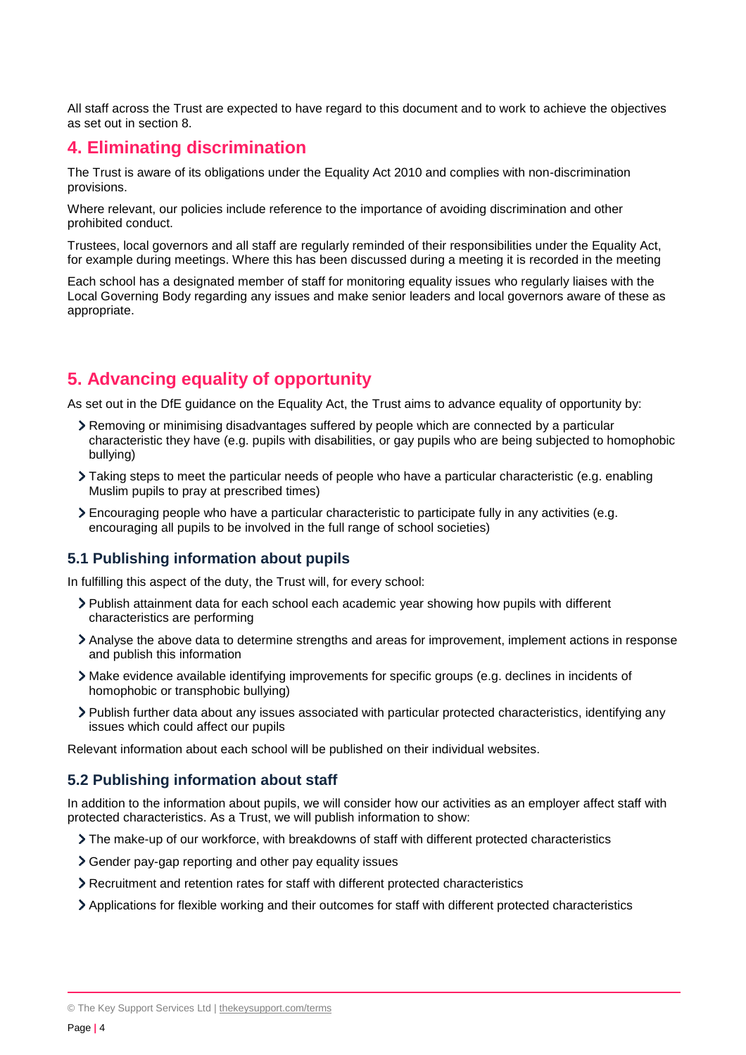All staff across the Trust are expected to have regard to this document and to work to achieve the objectives as set out in section 8.

## 4. Eliminating discrimination

The Trust is aware of its obligations under the Equality Act 2010 and complies with non-discrimination provisions.

Where relevant, our policies include reference to the importance of avoiding discrimination and other prohibited conduct.

Trustees, local governors and all staff are regularly reminded of their responsibilities under the Equality Act, for example during meetings. Where this has been discussed during a meeting it is recorded in the meeting

Each school has a designated member of staff for monitoring equality issues who regularly liaises with the Local Governing Body regarding any issues and make senior leaders and local governors aware of these as appropriate.

## 5. Advancing equality of opportunity

As set out in the DfE guidance on the Equality Act, the Trust aims to advance equality of opportunity by:

- Removing or minimising disadvantages suffered by people which are connected by a particular characteristic they have (e.g. pupils with disabilities, or gay pupils who are being subjected to homophobic bullying)
- Taking steps to meet the particular needs of people who have a particular characteristic (e.g. enabling Muslim pupils to pray at prescribed times)
- Encouraging people who have a particular characteristic to participate fully in any activities (e.g. encouraging all pupils to be involved in the full range of school societies)

### 5.1 Publishing information about pupils

In fulfilling this aspect of the duty, the Trust will, for every school:

- Publish attainment data for each school each academic year showing how pupils with different characteristics are performing
- Analyse the above data to determine strengths and areas for improvement, implement actions in response and publish this information
- Make evidence available identifying improvements for specific groups (e.g. declines in incidents of homophobic or transphobic bullying)
- Publish further data about any issues associated with particular protected characteristics, identifying any issues which could affect our pupils

Relevant information about each school will be published on their individual websites.

### 5.2 Publishing information about staff

In addition to the information about pupils, we will consider how our activities as an employer affect staff with protected characteristics. As a Trust, we will publish information to show:

- The make-up of our workforce, with breakdowns of staff with different protected characteristics
- Gender pay-gap reporting and other pay equality issues
- Recruitment and retention rates for staff with different protected characteristics
- Applications for flexible working and their outcomes for staff with different protected characteristics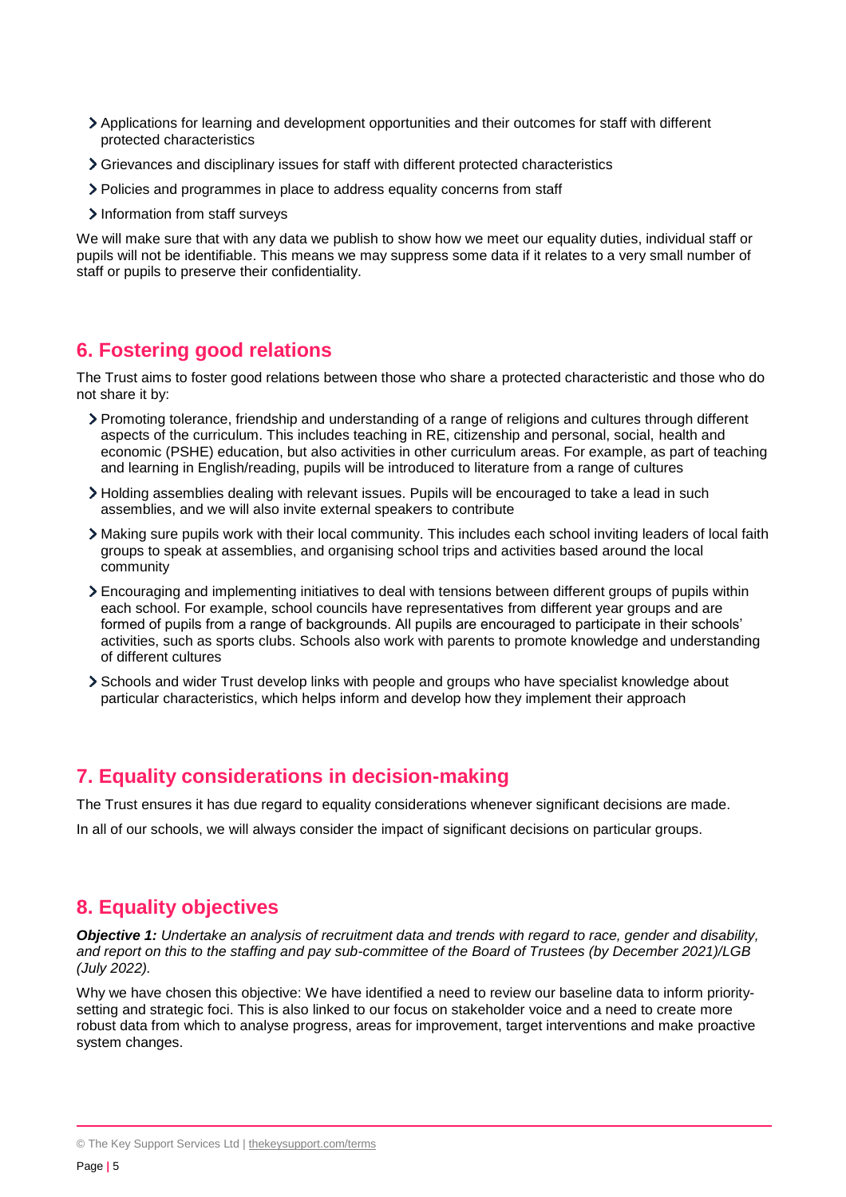- Applications for learning and development opportunities and their outcomes for staff with different protected characteristics
- Grievances and disciplinary issues for staff with different protected characteristics
- Policies and programmes in place to address equality concerns from staff
- Information from staff surveys

We will make sure that with any data we publish to show how we meet our equality duties, individual staff or pupils will not be identifiable. This means we may suppress some data if it relates to a very small number of staff or pupils to preserve their confidentiality.

## 6. Fostering good relations

The Trust aims to foster good relations between those who share a protected characteristic and those who do not share it by:

- Promoting tolerance, friendship and understanding of a range of religions and cultures through different aspects of the curriculum. This includes teaching in RE, citizenship and personal, social, health and economic (PSHE) education, but also activities in other curriculum areas. For example, as part of teaching and learning in English/reading, pupils will be introduced to literature from a range of cultures
- Holding assemblies dealing with relevant issues. Pupils will be encouraged to take a lead in such assemblies, and we will also invite external speakers to contribute
- Making sure pupils work with their local community. This includes each school inviting leaders of local faith groups to speak at assemblies, and organising school trips and activities based around the local community
- Encouraging and implementing initiatives to deal with tensions between different groups of pupils within each school. For example, school councils have representatives from different year groups and are formed of pupils from a range of backgrounds. All pupils are encouraged to participate in their schools' activities, such as sports clubs. Schools also work with parents to promote knowledge and understanding of different cultures
- Schools and wider Trust develop links with people and groups who have specialist knowledge about particular characteristics, which helps inform and develop how they implement their approach

## 7. Equality considerations in decision-making

The Trust ensures it has due regard to equality considerations whenever significant decisions are made.

In all of our schools, we will always consider the impact of significant decisions on particular groups.

## 8. Equality objectives

***Objective 1:*** *Undertake an analysis of recruitment data and trends with regard to race, gender and disability, and report on this to the staffing and pay sub-committee of the Board of Trustees (by December 2021)/LGB (July 2022).*

Why we have chosen this objective: We have identified a need to review our baseline data to inform priority-setting and strategic foci. This is also linked to our focus on stakeholder voice and a need to create more robust data from which to analyse progress, areas for improvement, target interventions and make proactive system changes.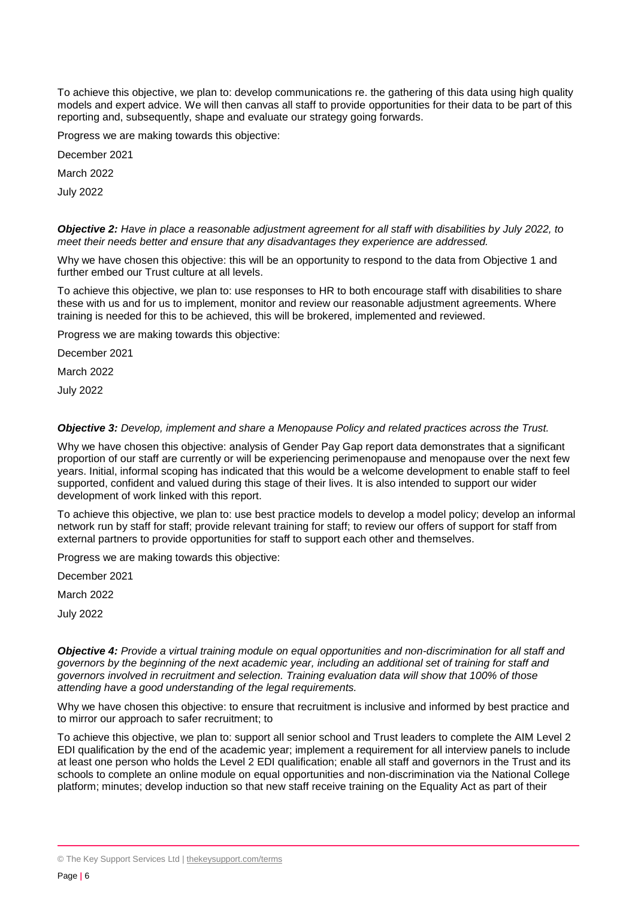To achieve this objective, we plan to: develop communications re. the gathering of this data using high quality models and expert advice. We will then canvas all staff to provide opportunities for their data to be part of this reporting and, subsequently, shape and evaluate our strategy going forwards.

Progress we are making towards this objective:

December 2021

March 2022

July 2022

***Objective 2:*** *Have in place a reasonable adjustment agreement for all staff with disabilities by July 2022, to meet their needs better and ensure that any disadvantages they experience are addressed.*

Why we have chosen this objective: this will be an opportunity to respond to the data from Objective 1 and further embed our Trust culture at all levels.

To achieve this objective, we plan to: use responses to HR to both encourage staff with disabilities to share these with us and for us to implement, monitor and review our reasonable adjustment agreements. Where training is needed for this to be achieved, this will be brokered, implemented and reviewed.

Progress we are making towards this objective:

December 2021

March 2022

July 2022

***Objective 3:*** *Develop, implement and share a Menopause Policy and related practices across the Trust.*

Why we have chosen this objective: analysis of Gender Pay Gap report data demonstrates that a significant proportion of our staff are currently or will be experiencing perimenopause and menopause over the next few years. Initial, informal scoping has indicated that this would be a welcome development to enable staff to feel supported, confident and valued during this stage of their lives. It is also intended to support our wider development of work linked with this report.

To achieve this objective, we plan to: use best practice models to develop a model policy; develop an informal network run by staff for staff; provide relevant training for staff; to review our offers of support for staff from external partners to provide opportunities for staff to support each other and themselves.

Progress we are making towards this objective:

December 2021

March 2022

July 2022

***Objective 4:*** *Provide a virtual training module on equal opportunities and non-discrimination for all staff and governors by the beginning of the next academic year, including an additional set of training for staff and governors involved in recruitment and selection. Training evaluation data will show that 100% of those attending have a good understanding of the legal requirements.*

Why we have chosen this objective: to ensure that recruitment is inclusive and informed by best practice and to mirror our approach to safer recruitment; to

To achieve this objective, we plan to: support all senior school and Trust leaders to complete the AIM Level 2 EDI qualification by the end of the academic year; implement a requirement for all interview panels to include at least one person who holds the Level 2 EDI qualification; enable all staff and governors in the Trust and its schools to complete an online module on equal opportunities and non-discrimination via the National College platform; minutes; develop induction so that new staff receive training on the Equality Act as part of their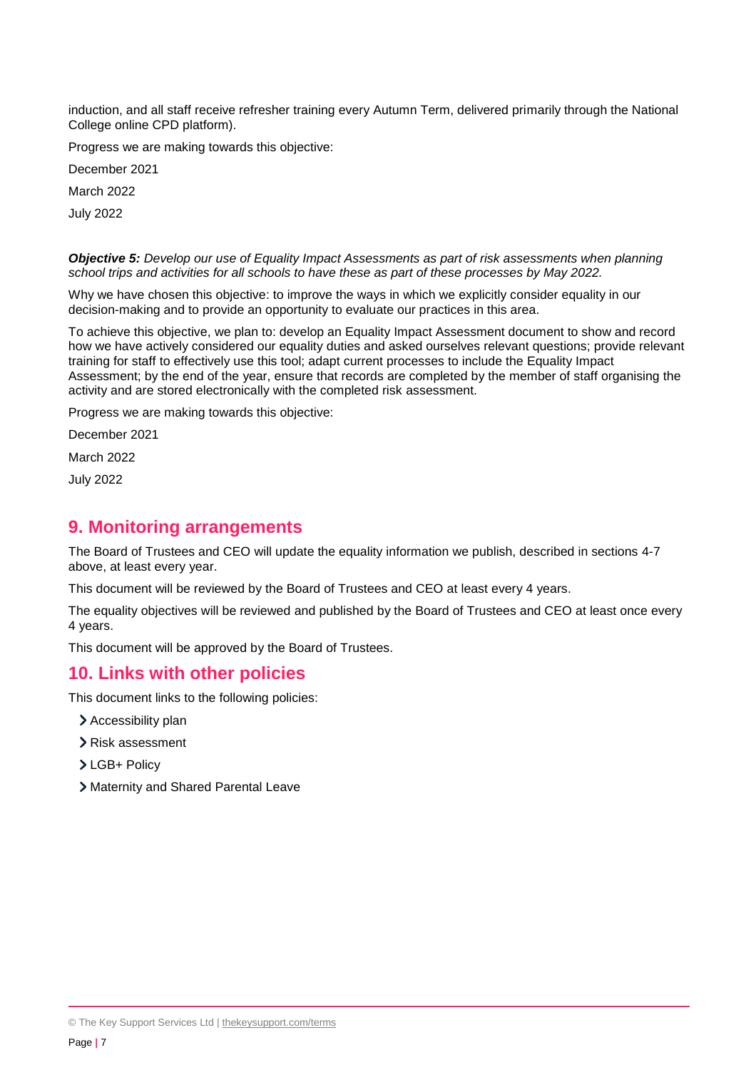induction, and all staff receive refresher training every Autumn Term, delivered primarily through the National College online CPD platform).

Progress we are making towards this objective:

December 2021

March 2022

July 2022

***Objective 5:*** *Develop our use of Equality Impact Assessments as part of risk assessments when planning school trips and activities for all schools to have these as part of these processes by May 2022.*

Why we have chosen this objective: to improve the ways in which we explicitly consider equality in our decision-making and to provide an opportunity to evaluate our practices in this area.

To achieve this objective, we plan to: develop an Equality Impact Assessment document to show and record how we have actively considered our equality duties and asked ourselves relevant questions; provide relevant training for staff to effectively use this tool; adapt current processes to include the Equality Impact Assessment; by the end of the year, ensure that records are completed by the member of staff organising the activity and are stored electronically with the completed risk assessment.

Progress we are making towards this objective:

December 2021

March 2022

July 2022

## 9. Monitoring arrangements

The Board of Trustees and CEO will update the equality information we publish, described in sections 4-7 above, at least every year.

This document will be reviewed by the Board of Trustees and CEO at least every 4 years.

The equality objectives will be reviewed and published by the Board of Trustees and CEO at least once every 4 years.

This document will be approved by the Board of Trustees.

## 10. Links with other policies

This document links to the following policies:

- Accessibility plan
- Risk assessment
- LGB+ Policy
- Maternity and Shared Parental Leave